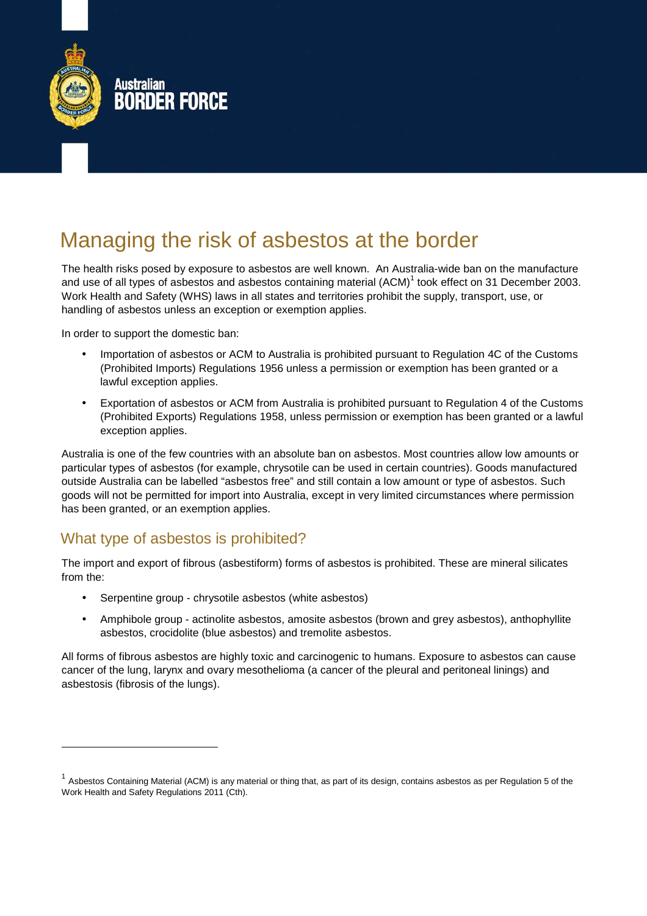Australian
BORDER FORCE

# Managing the risk of asbestos at the border

The health risks posed by exposure to asbestos are well known. An Australia-wide ban on the manufacture and use of all types of asbestos and asbestos containing material (ACM)[1] took effect on 31 December 2003. Work Health and Safety (WHS) laws in all states and territories prohibit the supply, transport, use, or handling of asbestos unless an exception or exemption applies.

In order to support the domestic ban:

- Importation of asbestos or ACM to Australia is prohibited pursuant to Regulation 4C of the Customs (Prohibited Imports) Regulations 1956 unless a permission or exemption has been granted or a lawful exception applies.
- Exportation of asbestos or ACM from Australia is prohibited pursuant to Regulation 4 of the Customs (Prohibited Exports) Regulations 1958, unless permission or exemption has been granted or a lawful exception applies.

Australia is one of the few countries with an absolute ban on asbestos. Most countries allow low amounts or particular types of asbestos (for example, chrysotile can be used in certain countries). Goods manufactured outside Australia can be labelled "asbestos free" and still contain a low amount or type of asbestos. Such goods will not be permitted for import into Australia, except in very limited circumstances where permission has been granted, or an exemption applies.

## What type of asbestos is prohibited?

The import and export of fibrous (asbestiform) forms of asbestos is prohibited. These are mineral silicates from the:

- Serpentine group - chrysotile asbestos (white asbestos)
- Amphibole group - actinolite asbestos, amosite asbestos (brown and grey asbestos), anthophyllite asbestos, crocidolite (blue asbestos) and tremolite asbestos.

All forms of fibrous asbestos are highly toxic and carcinogenic to humans. Exposure to asbestos can cause cancer of the lung, larynx and ovary mesothelioma (a cancer of the pleural and peritoneal linings) and asbestosis (fibrosis of the lungs).

---

[1] Asbestos Containing Material (ACM) is any material or thing that, as part of its design, contains asbestos as per Regulation 5 of the Work Health and Safety Regulations 2011 (Cth).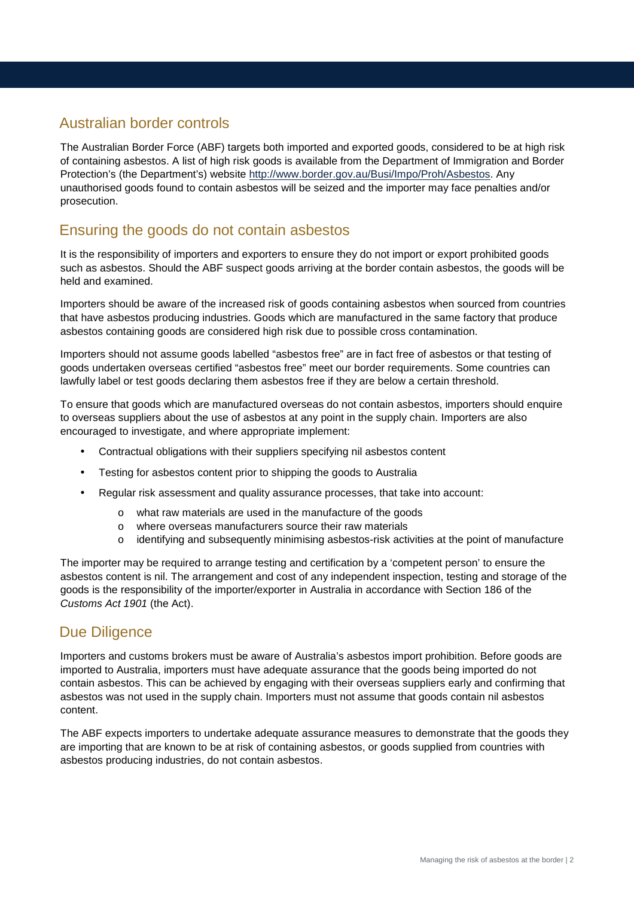## Australian border controls

The Australian Border Force (ABF) targets both imported and exported goods, considered to be at high risk of containing asbestos. A list of high risk goods is available from the Department of Immigration and Border Protection's (the Department's) website [http://www.border.gov.au/Busi/Impo/Proh/Asbestos](http://www.border.gov.au/Busi/Impo/Proh/Asbestos). Any unauthorised goods found to contain asbestos will be seized and the importer may face penalties and/or prosecution.

## Ensuring the goods do not contain asbestos

It is the responsibility of importers and exporters to ensure they do not import or export prohibited goods such as asbestos. Should the ABF suspect goods arriving at the border contain asbestos, the goods will be held and examined.

Importers should be aware of the increased risk of goods containing asbestos when sourced from countries that have asbestos producing industries. Goods which are manufactured in the same factory that produce asbestos containing goods are considered high risk due to possible cross contamination.

Importers should not assume goods labelled "asbestos free" are in fact free of asbestos or that testing of goods undertaken overseas certified "asbestos free" meet our border requirements. Some countries can lawfully label or test goods declaring them asbestos free if they are below a certain threshold.

To ensure that goods which are manufactured overseas do not contain asbestos, importers should enquire to overseas suppliers about the use of asbestos at any point in the supply chain. Importers are also encouraged to investigate, and where appropriate implement:

- Contractual obligations with their suppliers specifying nil asbestos content
- Testing for asbestos content prior to shipping the goods to Australia
- Regular risk assessment and quality assurance processes, that take into account:
  - what raw materials are used in the manufacture of the goods
  - where overseas manufacturers source their raw materials
  - identifying and subsequently minimising asbestos-risk activities at the point of manufacture

The importer may be required to arrange testing and certification by a 'competent person' to ensure the asbestos content is nil. The arrangement and cost of any independent inspection, testing and storage of the goods is the responsibility of the importer/exporter in Australia in accordance with Section 186 of the *Customs Act 1901* (the Act).

## Due Diligence

Importers and customs brokers must be aware of Australia's asbestos import prohibition. Before goods are imported to Australia, importers must have adequate assurance that the goods being imported do not contain asbestos. This can be achieved by engaging with their overseas suppliers early and confirming that asbestos was not used in the supply chain. Importers must not assume that goods contain nil asbestos content.

The ABF expects importers to undertake adequate assurance measures to demonstrate that the goods they are importing that are known to be at risk of containing asbestos, or goods supplied from countries with asbestos producing industries, do not contain asbestos.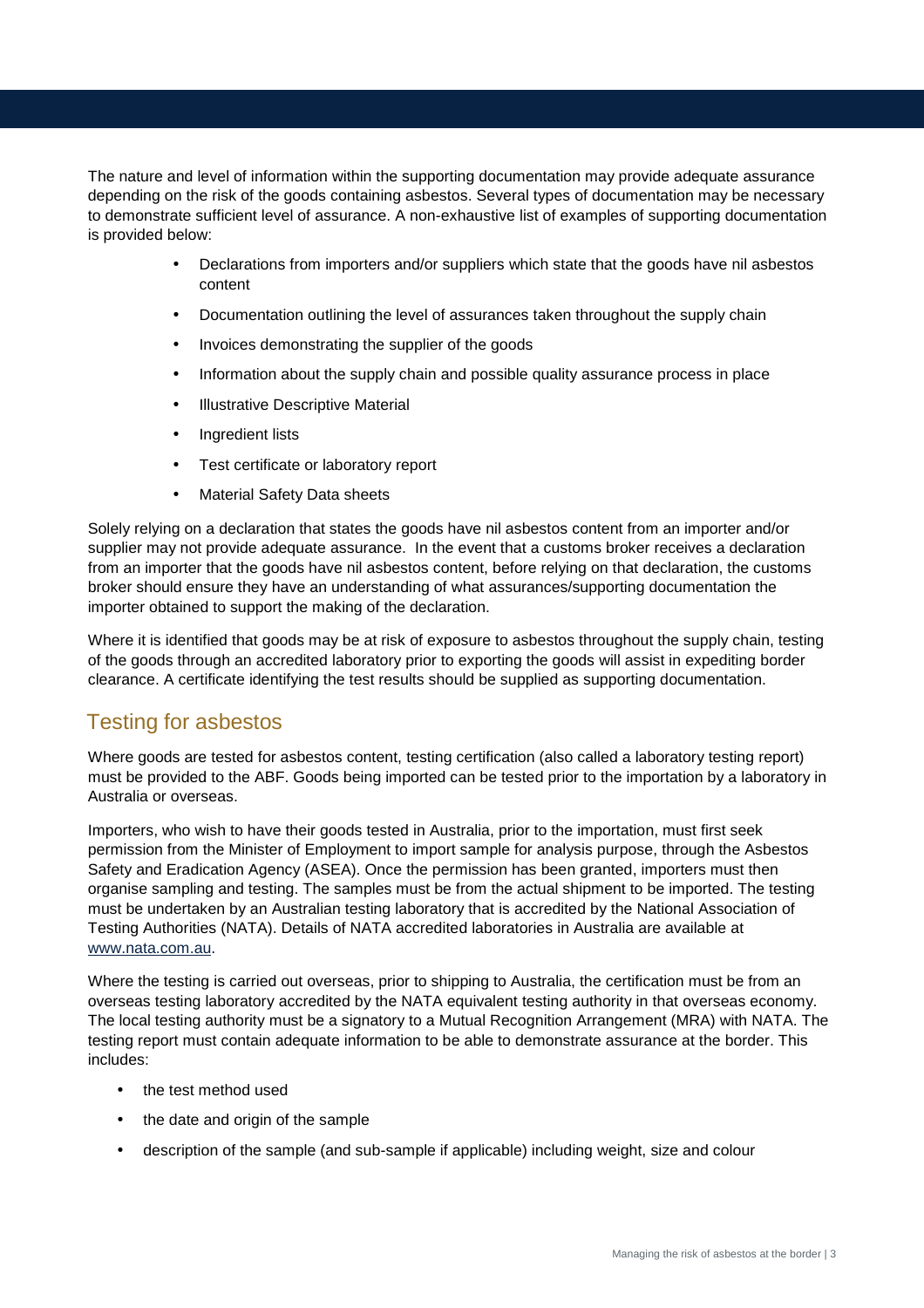The nature and level of information within the supporting documentation may provide adequate assurance depending on the risk of the goods containing asbestos. Several types of documentation may be necessary to demonstrate sufficient level of assurance. A non-exhaustive list of examples of supporting documentation is provided below:

- Declarations from importers and/or suppliers which state that the goods have nil asbestos content
- Documentation outlining the level of assurances taken throughout the supply chain
- Invoices demonstrating the supplier of the goods
- Information about the supply chain and possible quality assurance process in place
- Illustrative Descriptive Material
- Ingredient lists
- Test certificate or laboratory report
- Material Safety Data sheets

Solely relying on a declaration that states the goods have nil asbestos content from an importer and/or supplier may not provide adequate assurance. In the event that a customs broker receives a declaration from an importer that the goods have nil asbestos content, before relying on that declaration, the customs broker should ensure they have an understanding of what assurances/supporting documentation the importer obtained to support the making of the declaration.

Where it is identified that goods may be at risk of exposure to asbestos throughout the supply chain, testing of the goods through an accredited laboratory prior to exporting the goods will assist in expediting border clearance. A certificate identifying the test results should be supplied as supporting documentation.

## Testing for asbestos

Where goods are tested for asbestos content, testing certification (also called a laboratory testing report) must be provided to the ABF. Goods being imported can be tested prior to the importation by a laboratory in Australia or overseas.

Importers, who wish to have their goods tested in Australia, prior to the importation, must first seek permission from the Minister of Employment to import sample for analysis purpose, through the Asbestos Safety and Eradication Agency (ASEA). Once the permission has been granted, importers must then organise sampling and testing. The samples must be from the actual shipment to be imported. The testing must be undertaken by an Australian testing laboratory that is accredited by the National Association of Testing Authorities (NATA). Details of NATA accredited laboratories in Australia are available at www.nata.com.au.

Where the testing is carried out overseas, prior to shipping to Australia, the certification must be from an overseas testing laboratory accredited by the NATA equivalent testing authority in that overseas economy. The local testing authority must be a signatory to a Mutual Recognition Arrangement (MRA) with NATA. The testing report must contain adequate information to be able to demonstrate assurance at the border. This includes:

- the test method used
- the date and origin of the sample
- description of the sample (and sub-sample if applicable) including weight, size and colour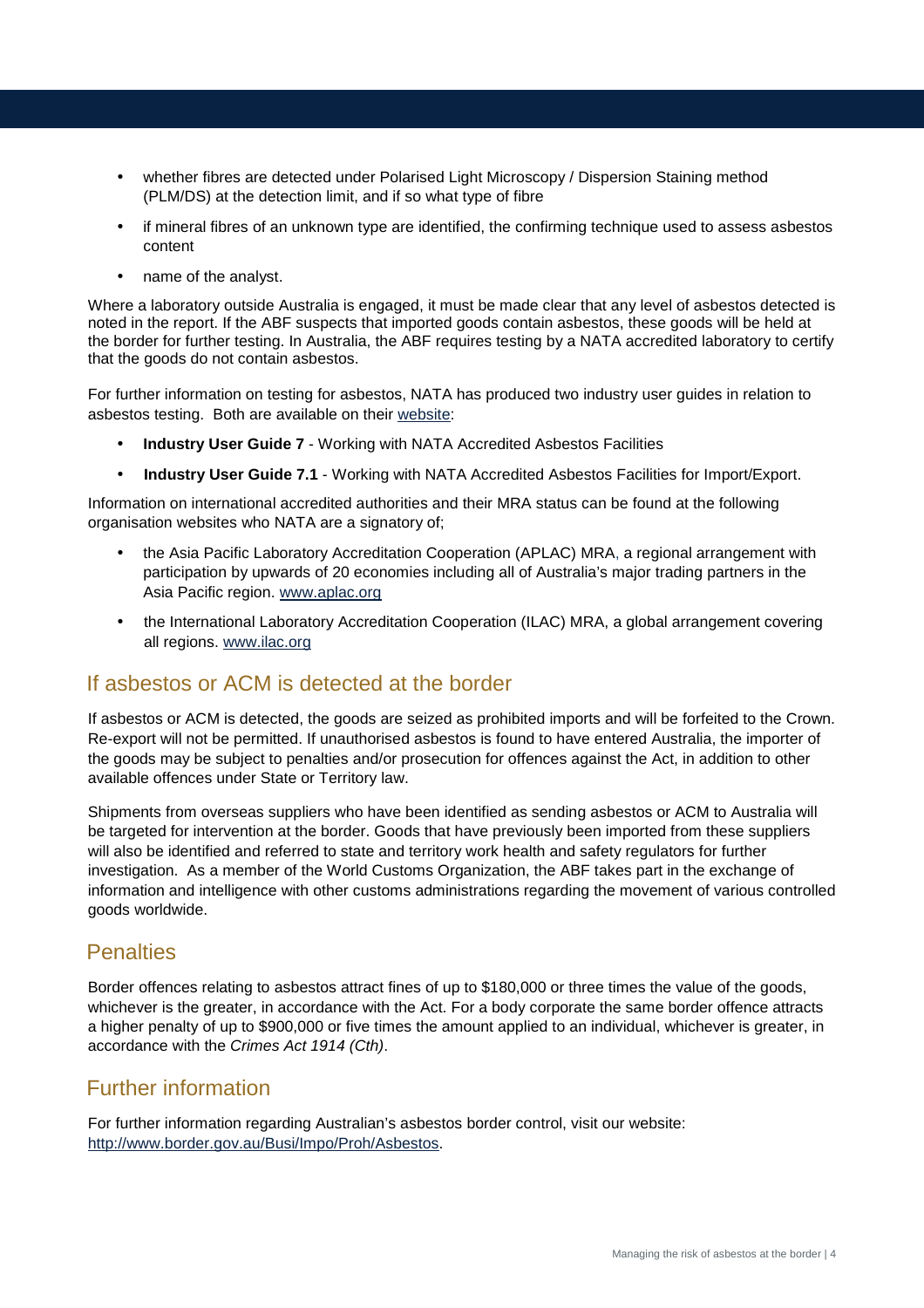- whether fibres are detected under Polarised Light Microscopy / Dispersion Staining method (PLM/DS) at the detection limit, and if so what type of fibre
- if mineral fibres of an unknown type are identified, the confirming technique used to assess asbestos content
- name of the analyst.

Where a laboratory outside Australia is engaged, it must be made clear that any level of asbestos detected is noted in the report. If the ABF suspects that imported goods contain asbestos, these goods will be held at the border for further testing. In Australia, the ABF requires testing by a NATA accredited laboratory to certify that the goods do not contain asbestos.

For further information on testing for asbestos, NATA has produced two industry user guides in relation to asbestos testing. Both are available on their website:

- **Industry User Guide 7** - Working with NATA Accredited Asbestos Facilities
- **Industry User Guide 7.1** - Working with NATA Accredited Asbestos Facilities for Import/Export.

Information on international accredited authorities and their MRA status can be found at the following organisation websites who NATA are a signatory of;

- the Asia Pacific Laboratory Accreditation Cooperation (APLAC) MRA, a regional arrangement with participation by upwards of 20 economies including all of Australia's major trading partners in the Asia Pacific region. www.aplac.org
- the International Laboratory Accreditation Cooperation (ILAC) MRA, a global arrangement covering all regions. www.ilac.org

## If asbestos or ACM is detected at the border

If asbestos or ACM is detected, the goods are seized as prohibited imports and will be forfeited to the Crown. Re-export will not be permitted. If unauthorised asbestos is found to have entered Australia, the importer of the goods may be subject to penalties and/or prosecution for offences against the Act, in addition to other available offences under State or Territory law.

Shipments from overseas suppliers who have been identified as sending asbestos or ACM to Australia will be targeted for intervention at the border. Goods that have previously been imported from these suppliers will also be identified and referred to state and territory work health and safety regulators for further investigation. As a member of the World Customs Organization, the ABF takes part in the exchange of information and intelligence with other customs administrations regarding the movement of various controlled goods worldwide.

## Penalties

Border offences relating to asbestos attract fines of up to $180,000 or three times the value of the goods, whichever is the greater, in accordance with the Act. For a body corporate the same border offence attracts a higher penalty of up to $900,000 or five times the amount applied to an individual, whichever is greater, in accordance with the *Crimes Act 1914 (Cth)*.

## Further information

For further information regarding Australian's asbestos border control, visit our website: http://www.border.gov.au/Busi/Impo/Proh/Asbestos.